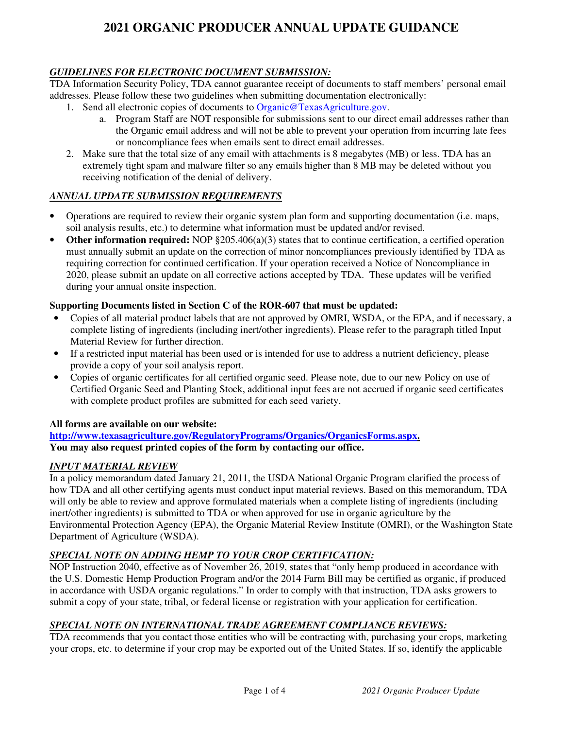# 2021 ORGANIC PRODUCER ANNUAL UPDATE GUIDANCE

***GUIDELINES FOR ELECTRONIC DOCUMENT SUBMISSION:***

TDA Information Security Policy, TDA cannot guarantee receipt of documents to staff members' personal email addresses. Please follow these two guidelines when submitting documentation electronically:

1. Send all electronic copies of documents to [Organic@TexasAgriculture.gov](mailto:Organic@TexasAgriculture.gov).
   a. Program Staff are NOT responsible for submissions sent to our direct email addresses rather than the Organic email address and will not be able to prevent your operation from incurring late fees or noncompliance fees when emails sent to direct email addresses.
2. Make sure that the total size of any email with attachments is 8 megabytes (MB) or less. TDA has an extremely tight spam and malware filter so any emails higher than 8 MB may be deleted without you receiving notification of the denial of delivery.

***ANNUAL UPDATE SUBMISSION REQUIREMENTS***

- Operations are required to review their organic system plan form and supporting documentation (i.e. maps, soil analysis results, etc.) to determine what information must be updated and/or revised.
- **Other information required:** NOP §205.406(a)(3) states that to continue certification, a certified operation must annually submit an update on the correction of minor noncompliances previously identified by TDA as requiring correction for continued certification. If your operation received a Notice of Noncompliance in 2020, please submit an update on all corrective actions accepted by TDA. These updates will be verified during your annual onsite inspection.

**Supporting Documents listed in Section C of the ROR-607 that must be updated:**

- Copies of all material product labels that are not approved by OMRI, WSDA, or the EPA, and if necessary, a complete listing of ingredients (including inert/other ingredients). Please refer to the paragraph titled Input Material Review for further direction.
- If a restricted input material has been used or is intended for use to address a nutrient deficiency, please provide a copy of your soil analysis report.
- Copies of organic certificates for all certified organic seed. Please note, due to our new Policy on use of Certified Organic Seed and Planting Stock, additional input fees are not accrued if organic seed certificates with complete product profiles are submitted for each seed variety.

**All forms are available on our website:**
**[http://www.texasagriculture.gov/RegulatoryPrograms/Organics/OrganicsForms.aspx](http://www.texasagriculture.gov/RegulatoryPrograms/Organics/OrganicsForms.aspx).**
**You may also request printed copies of the form by contacting our office.**

***INPUT MATERIAL REVIEW***

In a policy memorandum dated January 21, 2011, the USDA National Organic Program clarified the process of how TDA and all other certifying agents must conduct input material reviews. Based on this memorandum, TDA will only be able to review and approve formulated materials when a complete listing of ingredients (including inert/other ingredients) is submitted to TDA or when approved for use in organic agriculture by the Environmental Protection Agency (EPA), the Organic Material Review Institute (OMRI), or the Washington State Department of Agriculture (WSDA).

***SPECIAL NOTE ON ADDING HEMP TO YOUR CROP CERTIFICATION:***

NOP Instruction 2040, effective as of November 26, 2019, states that "only hemp produced in accordance with the U.S. Domestic Hemp Production Program and/or the 2014 Farm Bill may be certified as organic, if produced in accordance with USDA organic regulations." In order to comply with that instruction, TDA asks growers to submit a copy of your state, tribal, or federal license or registration with your application for certification.

***SPECIAL NOTE ON INTERNATIONAL TRADE AGREEMENT COMPLIANCE REVIEWS:***

TDA recommends that you contact those entities who will be contracting with, purchasing your crops, marketing your crops, etc. to determine if your crop may be exported out of the United States. If so, identify the applicable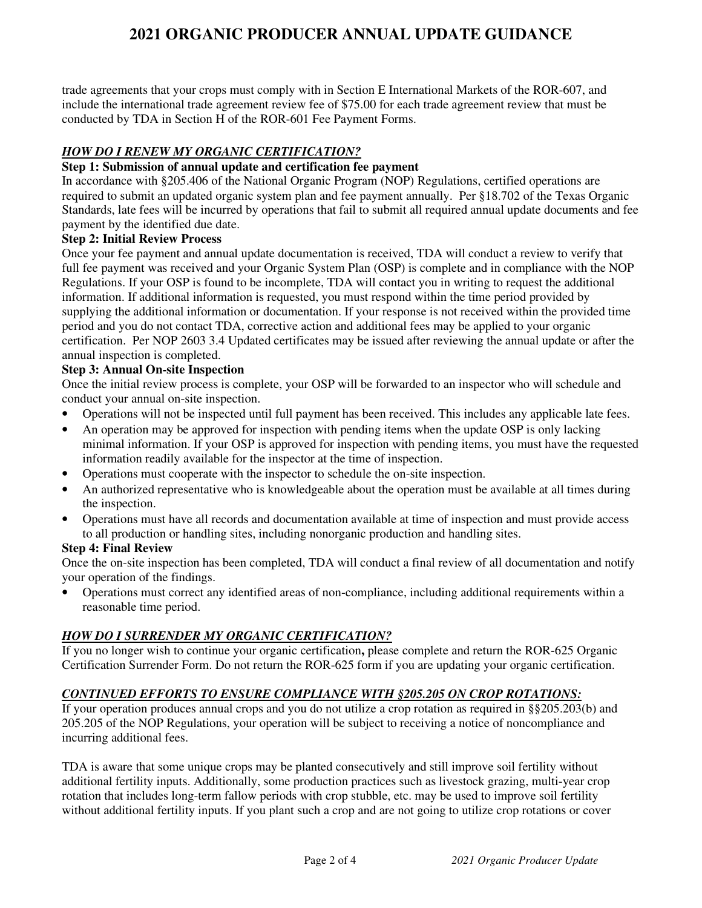trade agreements that your crops must comply with in Section E International Markets of the ROR-607, and include the international trade agreement review fee of $75.00 for each trade agreement review that must be conducted by TDA in Section H of the ROR-601 Fee Payment Forms.

## ***HOW DO I RENEW MY ORGANIC CERTIFICATION?***

**Step 1: Submission of annual update and certification fee payment**

In accordance with §205.406 of the National Organic Program (NOP) Regulations, certified operations are required to submit an updated organic system plan and fee payment annually. Per §18.702 of the Texas Organic Standards, late fees will be incurred by operations that fail to submit all required annual update documents and fee payment by the identified due date.

**Step 2: Initial Review Process**

Once your fee payment and annual update documentation is received, TDA will conduct a review to verify that full fee payment was received and your Organic System Plan (OSP) is complete and in compliance with the NOP Regulations. If your OSP is found to be incomplete, TDA will contact you in writing to request the additional information. If additional information is requested, you must respond within the time period provided by supplying the additional information or documentation. If your response is not received within the provided time period and you do not contact TDA, corrective action and additional fees may be applied to your organic certification. Per NOP 2603 3.4 Updated certificates may be issued after reviewing the annual update or after the annual inspection is completed.

**Step 3: Annual On-site Inspection**

Once the initial review process is complete, your OSP will be forwarded to an inspector who will schedule and conduct your annual on-site inspection.

- Operations will not be inspected until full payment has been received. This includes any applicable late fees.
- An operation may be approved for inspection with pending items when the update OSP is only lacking minimal information. If your OSP is approved for inspection with pending items, you must have the requested information readily available for the inspector at the time of inspection.
- Operations must cooperate with the inspector to schedule the on-site inspection.
- An authorized representative who is knowledgeable about the operation must be available at all times during the inspection.
- Operations must have all records and documentation available at time of inspection and must provide access to all production or handling sites, including nonorganic production and handling sites.

**Step 4: Final Review**

Once the on-site inspection has been completed, TDA will conduct a final review of all documentation and notify your operation of the findings.

- Operations must correct any identified areas of non-compliance, including additional requirements within a reasonable time period.

## ***HOW DO I SURRENDER MY ORGANIC CERTIFICATION?***

If you no longer wish to continue your organic certification**,** please complete and return the ROR-625 Organic Certification Surrender Form. Do not return the ROR-625 form if you are updating your organic certification.

## ***CONTINUED EFFORTS TO ENSURE COMPLIANCE WITH §205.205 ON CROP ROTATIONS:***

If your operation produces annual crops and you do not utilize a crop rotation as required in §§205.203(b) and 205.205 of the NOP Regulations, your operation will be subject to receiving a notice of noncompliance and incurring additional fees.

TDA is aware that some unique crops may be planted consecutively and still improve soil fertility without additional fertility inputs. Additionally, some production practices such as livestock grazing, multi-year crop rotation that includes long-term fallow periods with crop stubble, etc. may be used to improve soil fertility without additional fertility inputs. If you plant such a crop and are not going to utilize crop rotations or cover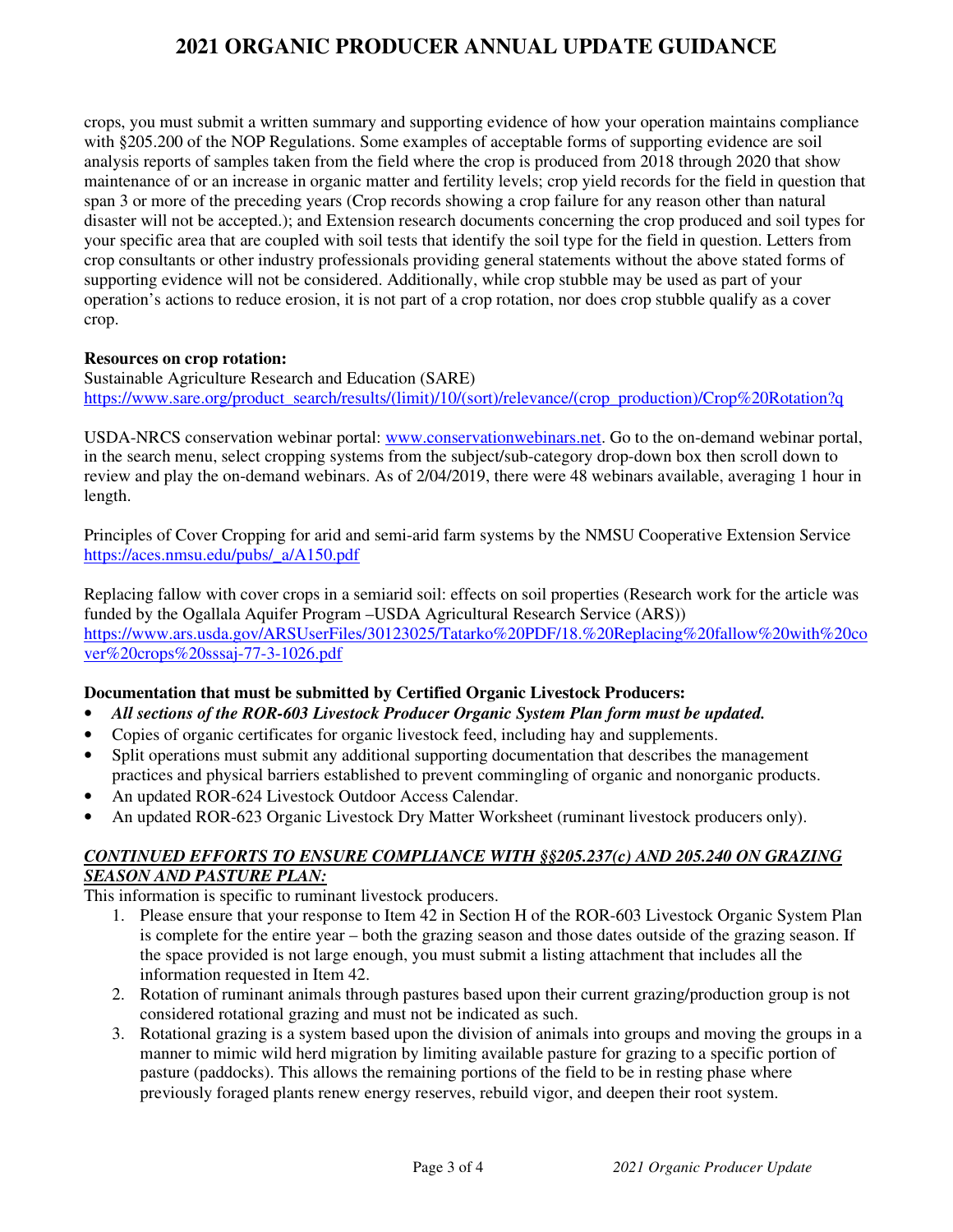crops, you must submit a written summary and supporting evidence of how your operation maintains compliance with §205.200 of the NOP Regulations. Some examples of acceptable forms of supporting evidence are soil analysis reports of samples taken from the field where the crop is produced from 2018 through 2020 that show maintenance of or an increase in organic matter and fertility levels; crop yield records for the field in question that span 3 or more of the preceding years (Crop records showing a crop failure for any reason other than natural disaster will not be accepted.); and Extension research documents concerning the crop produced and soil types for your specific area that are coupled with soil tests that identify the soil type for the field in question. Letters from crop consultants or other industry professionals providing general statements without the above stated forms of supporting evidence will not be considered. Additionally, while crop stubble may be used as part of your operation's actions to reduce erosion, it is not part of a crop rotation, nor does crop stubble qualify as a cover crop.

**Resources on crop rotation:**
Sustainable Agriculture Research and Education (SARE)
https://www.sare.org/product_search/results/(limit)/10/(sort)/relevance/(crop_production)/Crop%20Rotation?q

USDA-NRCS conservation webinar portal: www.conservationwebinars.net. Go to the on-demand webinar portal, in the search menu, select cropping systems from the subject/sub-category drop-down box then scroll down to review and play the on-demand webinars. As of 2/04/2019, there were 48 webinars available, averaging 1 hour in length.

Principles of Cover Cropping for arid and semi-arid farm systems by the NMSU Cooperative Extension Service https://aces.nmsu.edu/pubs/_a/A150.pdf

Replacing fallow with cover crops in a semiarid soil: effects on soil properties (Research work for the article was funded by the Ogallala Aquifer Program –USDA Agricultural Research Service (ARS)) https://www.ars.usda.gov/ARSUserFiles/30123025/Tatarko%20PDF/18.%20Replacing%20fallow%20with%20cover%20crops%20sssaj-77-3-1026.pdf

**Documentation that must be submitted by Certified Organic Livestock Producers:**

- ***All sections of the ROR-603 Livestock Producer Organic System Plan form must be updated.***
- Copies of organic certificates for organic livestock feed, including hay and supplements.
- Split operations must submit any additional supporting documentation that describes the management practices and physical barriers established to prevent commingling of organic and nonorganic products.
- An updated ROR-624 Livestock Outdoor Access Calendar.
- An updated ROR-623 Organic Livestock Dry Matter Worksheet (ruminant livestock producers only).

***CONTINUED EFFORTS TO ENSURE COMPLIANCE WITH §§205.237(c) AND 205.240 ON GRAZING SEASON AND PASTURE PLAN:***

This information is specific to ruminant livestock producers.

1. Please ensure that your response to Item 42 in Section H of the ROR-603 Livestock Organic System Plan is complete for the entire year – both the grazing season and those dates outside of the grazing season. If the space provided is not large enough, you must submit a listing attachment that includes all the information requested in Item 42.
2. Rotation of ruminant animals through pastures based upon their current grazing/production group is not considered rotational grazing and must not be indicated as such.
3. Rotational grazing is a system based upon the division of animals into groups and moving the groups in a manner to mimic wild herd migration by limiting available pasture for grazing to a specific portion of pasture (paddocks). This allows the remaining portions of the field to be in resting phase where previously foraged plants renew energy reserves, rebuild vigor, and deepen their root system.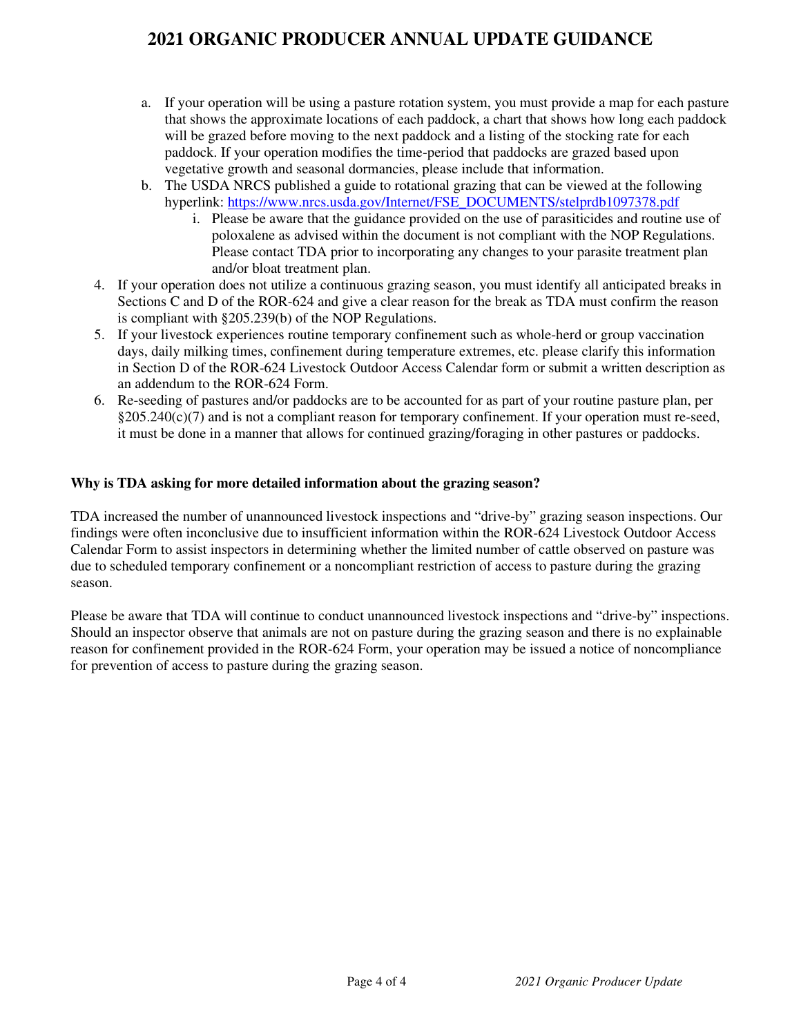a. If your operation will be using a pasture rotation system, you must provide a map for each pasture that shows the approximate locations of each paddock, a chart that shows how long each paddock will be grazed before moving to the next paddock and a listing of the stocking rate for each paddock. If your operation modifies the time-period that paddocks are grazed based upon vegetative growth and seasonal dormancies, please include that information.
   b. The USDA NRCS published a guide to rotational grazing that can be viewed at the following hyperlink: [https://www.nrcs.usda.gov/Internet/FSE_DOCUMENTS/stelprdb1097378.pdf](https://www.nrcs.usda.gov/Internet/FSE_DOCUMENTS/stelprdb1097378.pdf)
      i. Please be aware that the guidance provided on the use of parasiticides and routine use of poloxalene as advised within the document is not compliant with the NOP Regulations. Please contact TDA prior to incorporating any changes to your parasite treatment plan and/or bloat treatment plan.

4. If your operation does not utilize a continuous grazing season, you must identify all anticipated breaks in Sections C and D of the ROR-624 and give a clear reason for the break as TDA must confirm the reason is compliant with §205.239(b) of the NOP Regulations.
5. If your livestock experiences routine temporary confinement such as whole-herd or group vaccination days, daily milking times, confinement during temperature extremes, etc. please clarify this information in Section D of the ROR-624 Livestock Outdoor Access Calendar form or submit a written description as an addendum to the ROR-624 Form.
6. Re-seeding of pastures and/or paddocks are to be accounted for as part of your routine pasture plan, per §205.240(c)(7) and is not a compliant reason for temporary confinement. If your operation must re-seed, it must be done in a manner that allows for continued grazing/foraging in other pastures or paddocks.

**Why is TDA asking for more detailed information about the grazing season?**

TDA increased the number of unannounced livestock inspections and "drive-by" grazing season inspections. Our findings were often inconclusive due to insufficient information within the ROR-624 Livestock Outdoor Access Calendar Form to assist inspectors in determining whether the limited number of cattle observed on pasture was due to scheduled temporary confinement or a noncompliant restriction of access to pasture during the grazing season.

Please be aware that TDA will continue to conduct unannounced livestock inspections and "drive-by" inspections. Should an inspector observe that animals are not on pasture during the grazing season and there is no explainable reason for confinement provided in the ROR-624 Form, your operation may be issued a notice of noncompliance for prevention of access to pasture during the grazing season.